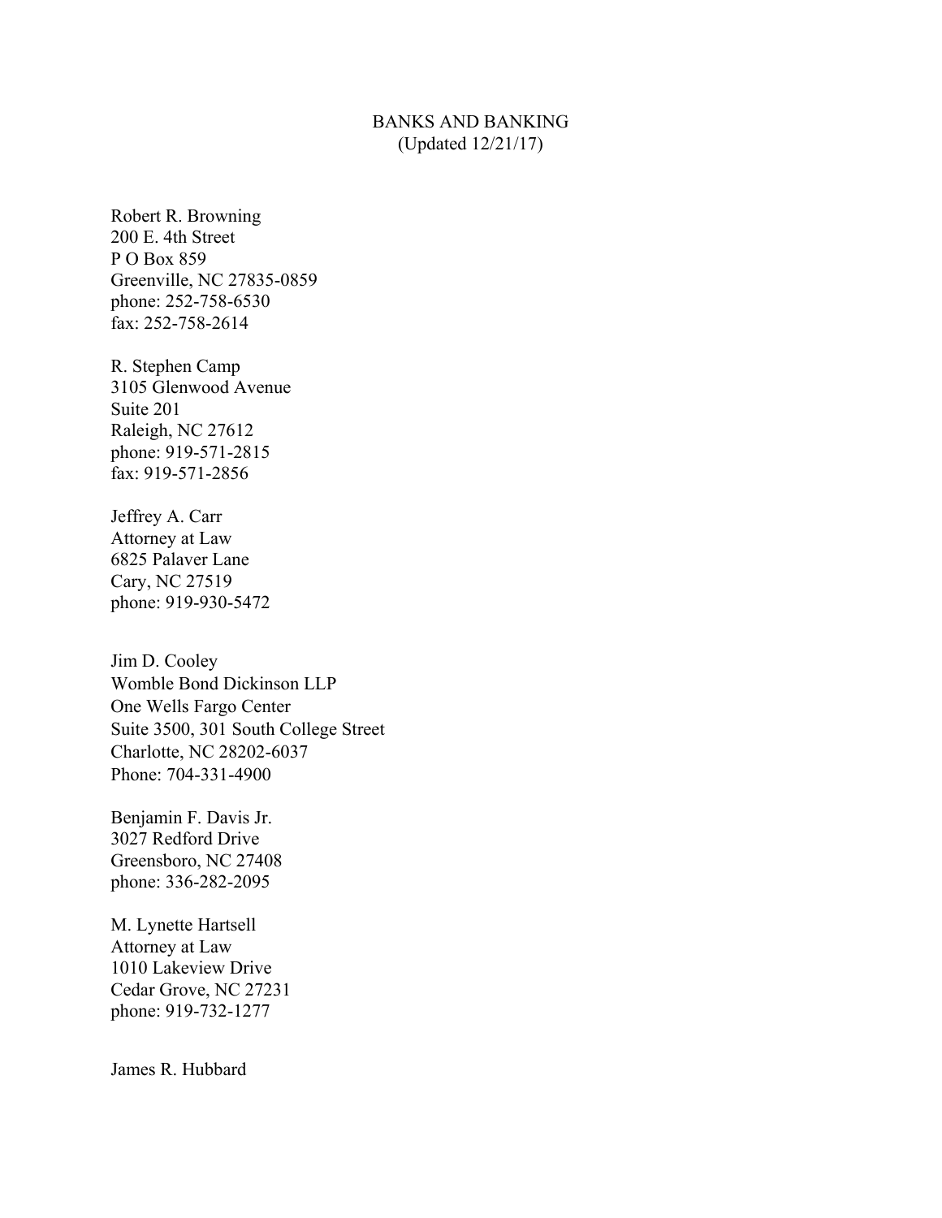# BANKS AND BANKING
(Updated 12/21/17)

Robert R. Browning
200 E. 4th Street
P O Box 859
Greenville, NC 27835-0859
phone: 252-758-6530
fax: 252-758-2614

R. Stephen Camp
3105 Glenwood Avenue
Suite 201
Raleigh, NC 27612
phone: 919-571-2815
fax: 919-571-2856

Jeffrey A. Carr
Attorney at Law
6825 Palaver Lane
Cary, NC 27519
phone: 919-930-5472

Jim D. Cooley
Womble Bond Dickinson LLP
One Wells Fargo Center
Suite 3500, 301 South College Street
Charlotte, NC 28202-6037
Phone: 704-331-4900

Benjamin F. Davis Jr.
3027 Redford Drive
Greensboro, NC 27408
phone: 336-282-2095

M. Lynette Hartsell
Attorney at Law
1010 Lakeview Drive
Cedar Grove, NC 27231
phone: 919-732-1277

James R. Hubbard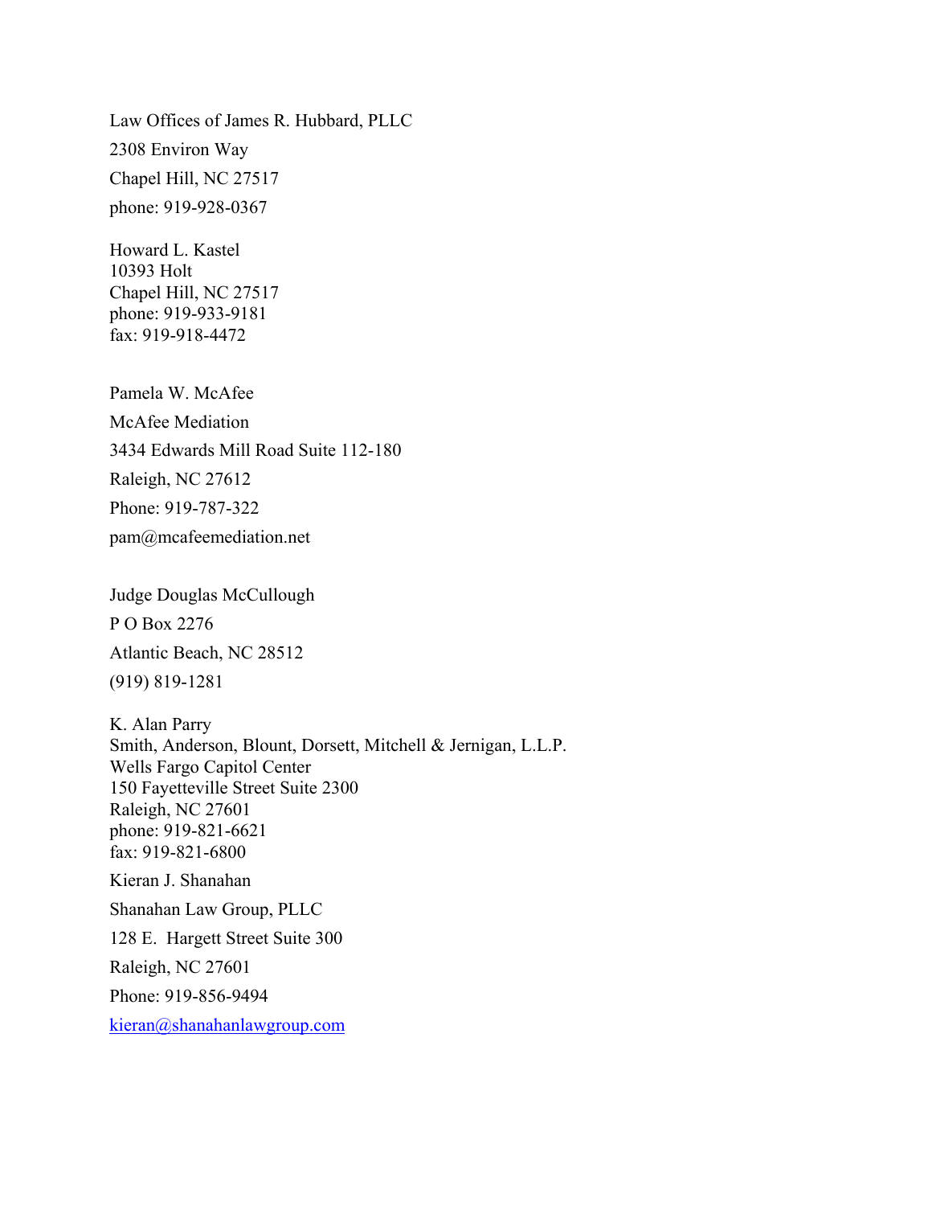Law Offices of James R. Hubbard, PLLC

2308 Environ Way

Chapel Hill, NC 27517

phone: 919-928-0367

Howard L. Kastel  
10393 Holt  
Chapel Hill, NC 27517  
phone: 919-933-9181  
fax: 919-918-4472

Pamela W. McAfee

McAfee Mediation

3434 Edwards Mill Road Suite 112-180

Raleigh, NC 27612

Phone: 919-787-322

pam@mcafeemediation.net

Judge Douglas McCullough

P O Box 2276

Atlantic Beach, NC 28512

(919) 819-1281

K. Alan Parry  
Smith, Anderson, Blount, Dorsett, Mitchell & Jernigan, L.L.P.  
Wells Fargo Capitol Center  
150 Fayetteville Street Suite 2300  
Raleigh, NC 27601  
phone: 919-821-6621  
fax: 919-821-6800

Kieran J. Shanahan

Shanahan Law Group, PLLC

128 E. Hargett Street Suite 300

Raleigh, NC 27601

Phone: 919-856-9494

kieran@shanahanlawgroup.com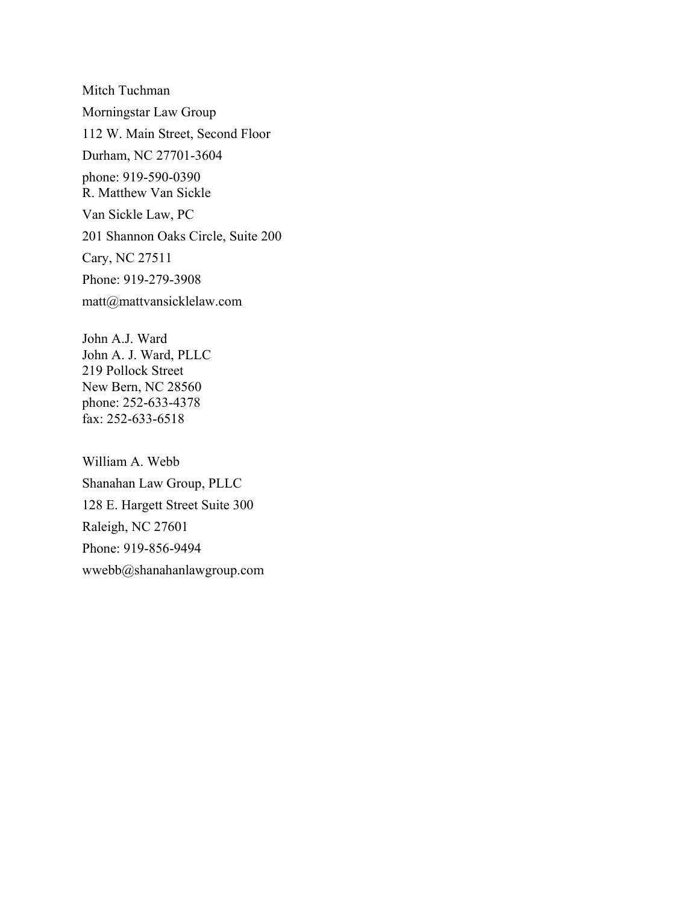Mitch Tuchman
Morningstar Law Group
112 W. Main Street, Second Floor
Durham, NC 27701-3604
phone: 919-590-0390

R. Matthew Van Sickle
Van Sickle Law, PC
201 Shannon Oaks Circle, Suite 200
Cary, NC 27511
Phone: 919-279-3908
matt@mattvansicklelaw.com

John A.J. Ward
John A. J. Ward, PLLC
219 Pollock Street
New Bern, NC 28560
phone: 252-633-4378
fax: 252-633-6518

William A. Webb
Shanahan Law Group, PLLC
128 E. Hargett Street Suite 300
Raleigh, NC 27601
Phone: 919-856-9494
wwebb@shanahanlawgroup.com